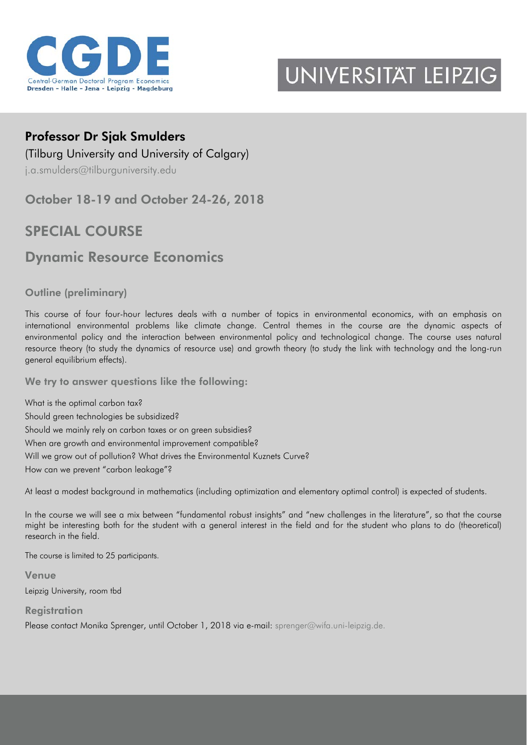CGDE

Central-German Doctoral Program Economics
Dresden - Halle - Jena - Leipzig - Magdeburg

UNIVERSITÄT LEIPZIG

## Professor Dr Sjak Smulders

(Tilburg University and University of Calgary)

j.a.smulders@tilburguniversity.edu

### October 18-19 and October 24-26, 2018

# SPECIAL COURSE

# Dynamic Resource Economics

### Outline (preliminary)

This course of four four-hour lectures deals with a number of topics in environmental economics, with an emphasis on international environmental problems like climate change. Central themes in the course are the dynamic aspects of environmental policy and the interaction between environmental policy and technological change. The course uses natural resource theory (to study the dynamics of resource use) and growth theory (to study the link with technology and the long-run general equilibrium effects).

### We try to answer questions like the following:

What is the optimal carbon tax?
Should green technologies be subsidized?
Should we mainly rely on carbon taxes or on green subsidies?
When are growth and environmental improvement compatible?
Will we grow out of pollution? What drives the Environmental Kuznets Curve?
How can we prevent "carbon leakage"?

At least a modest background in mathematics (including optimization and elementary optimal control) is expected of students.

In the course we will see a mix between "fundamental robust insights" and "new challenges in the literature", so that the course might be interesting both for the student with a general interest in the field and for the student who plans to do (theoretical) research in the field.

The course is limited to 25 participants.

### Venue

Leipzig University, room tbd

### Registration

Please contact Monika Sprenger, until October 1, 2018 via e-mail: sprenger@wifa.uni-leipzig.de.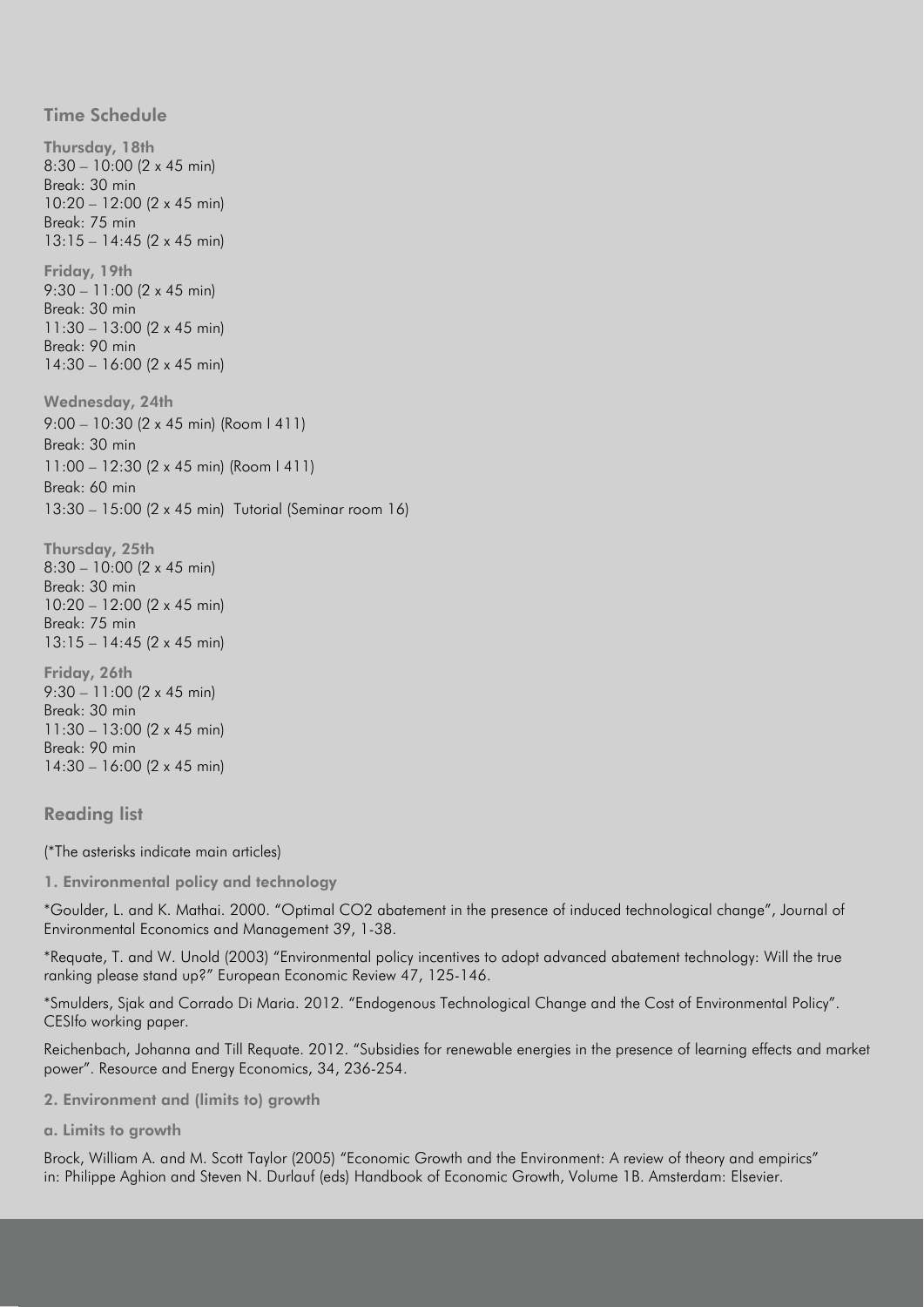## Time Schedule

**Thursday, 18th**
8:30 – 10:00 (2 x 45 min)
Break: 30 min
10:20 – 12:00 (2 x 45 min)
Break: 75 min
13:15 – 14:45 (2 x 45 min)

**Friday, 19th**
9:30 – 11:00 (2 x 45 min)
Break: 30 min
11:30 – 13:00 (2 x 45 min)
Break: 90 min
14:30 – 16:00 (2 x 45 min)

**Wednesday, 24th**
9:00 – 10:30 (2 x 45 min) (Room I 411)
Break: 30 min
11:00 – 12:30 (2 x 45 min) (Room I 411)
Break: 60 min
13:30 – 15:00 (2 x 45 min) Tutorial (Seminar room 16)

**Thursday, 25th**
8:30 – 10:00 (2 x 45 min)
Break: 30 min
10:20 – 12:00 (2 x 45 min)
Break: 75 min
13:15 – 14:45 (2 x 45 min)

**Friday, 26th**
9:30 – 11:00 (2 x 45 min)
Break: 30 min
11:30 – 13:00 (2 x 45 min)
Break: 90 min
14:30 – 16:00 (2 x 45 min)

## Reading list

(*The asterisks indicate main articles)

### 1. Environmental policy and technology

*Goulder, L. and K. Mathai. 2000. "Optimal CO2 abatement in the presence of induced technological change", Journal of Environmental Economics and Management 39, 1-38.

*Requate, T. and W. Unold (2003) "Environmental policy incentives to adopt advanced abatement technology: Will the true ranking please stand up?" European Economic Review 47, 125-146.

*Smulders, Sjak and Corrado Di Maria. 2012. "Endogenous Technological Change and the Cost of Environmental Policy". CESIfo working paper.

Reichenbach, Johanna and Till Requate. 2012. "Subsidies for renewable energies in the presence of learning effects and market power". Resource and Energy Economics, 34, 236-254.

### 2. Environment and (limits to) growth

#### a. Limits to growth

Brock, William A. and M. Scott Taylor (2005) "Economic Growth and the Environment: A review of theory and empirics" in: Philippe Aghion and Steven N. Durlauf (eds) Handbook of Economic Growth, Volume 1B. Amsterdam: Elsevier.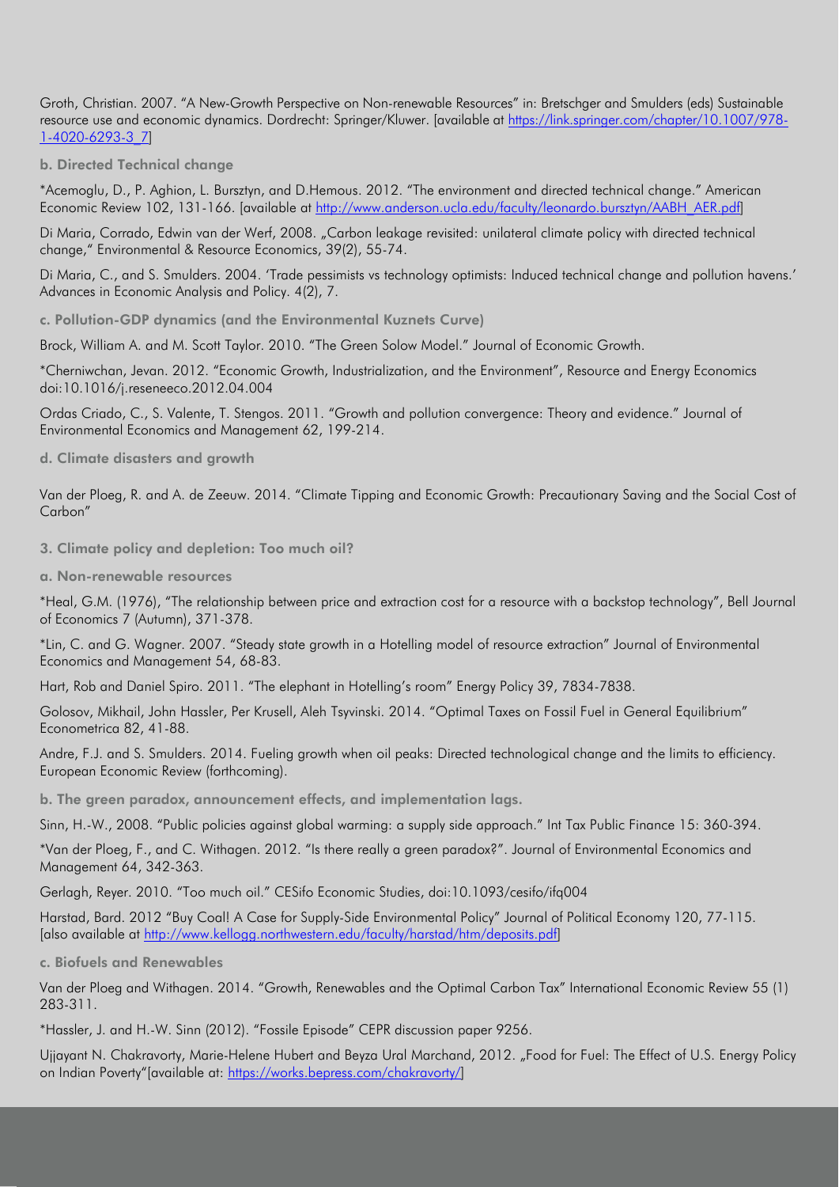Groth, Christian. 2007. "A New-Growth Perspective on Non-renewable Resources" in: Bretschger and Smulders (eds) Sustainable resource use and economic dynamics. Dordrecht: Springer/Kluwer. [available at https://link.springer.com/chapter/10.1007/978-1-4020-6293-3_7]

### b. Directed Technical change

*Acemoglu, D., P. Aghion, L. Bursztyn, and D.Hemous. 2012. "The environment and directed technical change." American Economic Review 102, 131-166. [available at http://www.anderson.ucla.edu/faculty/leonardo.bursztyn/AABH_AER.pdf]

Di Maria, Corrado, Edwin van der Werf, 2008. „Carbon leakage revisited: unilateral climate policy with directed technical change," Environmental & Resource Economics, 39(2), 55-74.

Di Maria, C., and S. Smulders. 2004. 'Trade pessimists vs technology optimists: Induced technical change and pollution havens.' Advances in Economic Analysis and Policy. 4(2), 7.

### c. Pollution-GDP dynamics (and the Environmental Kuznets Curve)

Brock, William A. and M. Scott Taylor. 2010. "The Green Solow Model." Journal of Economic Growth.

*Cherniwchan, Jevan. 2012. "Economic Growth, Industrialization, and the Environment", Resource and Energy Economics doi:10.1016/j.reseneeco.2012.04.004

Ordas Criado, C., S. Valente, T. Stengos. 2011. "Growth and pollution convergence: Theory and evidence." Journal of Environmental Economics and Management 62, 199-214.

### d. Climate disasters and growth

Van der Ploeg, R. and A. de Zeeuw. 2014. "Climate Tipping and Economic Growth: Precautionary Saving and the Social Cost of Carbon"

## 3. Climate policy and depletion: Too much oil?

### a. Non-renewable resources

*Heal, G.M. (1976), "The relationship between price and extraction cost for a resource with a backstop technology", Bell Journal of Economics 7 (Autumn), 371-378.

*Lin, C. and G. Wagner. 2007. "Steady state growth in a Hotelling model of resource extraction" Journal of Environmental Economics and Management 54, 68-83.

Hart, Rob and Daniel Spiro. 2011. "The elephant in Hotelling's room" Energy Policy 39, 7834-7838.

Golosov, Mikhail, John Hassler, Per Krusell, Aleh Tsyvinski. 2014. "Optimal Taxes on Fossil Fuel in General Equilibrium" Econometrica 82, 41-88.

Andre, F.J. and S. Smulders. 2014. Fueling growth when oil peaks: Directed technological change and the limits to efficiency. European Economic Review (forthcoming).

### b. The green paradox, announcement effects, and implementation lags.

Sinn, H.-W., 2008. "Public policies against global warming: a supply side approach." Int Tax Public Finance 15: 360-394.

*Van der Ploeg, F., and C. Withagen. 2012. "Is there really a green paradox?". Journal of Environmental Economics and Management 64, 342-363.

Gerlagh, Reyer. 2010. "Too much oil." CESifo Economic Studies, doi:10.1093/cesifo/ifq004

Harstad, Bard. 2012 "Buy Coal! A Case for Supply-Side Environmental Policy" Journal of Political Economy 120, 77-115. [also available at http://www.kellogg.northwestern.edu/faculty/harstad/htm/deposits.pdf]

### c. Biofuels and Renewables

Van der Ploeg and Withagen. 2014. "Growth, Renewables and the Optimal Carbon Tax" International Economic Review 55 (1) 283-311.

*Hassler, J. and H.-W. Sinn (2012). "Fossile Episode" CEPR discussion paper 9256.

Ujjayant N. Chakravorty, Marie-Helene Hubert and Beyza Ural Marchand, 2012. „Food for Fuel: The Effect of U.S. Energy Policy on Indian Poverty"[available at: https://works.bepress.com/chakravorty/]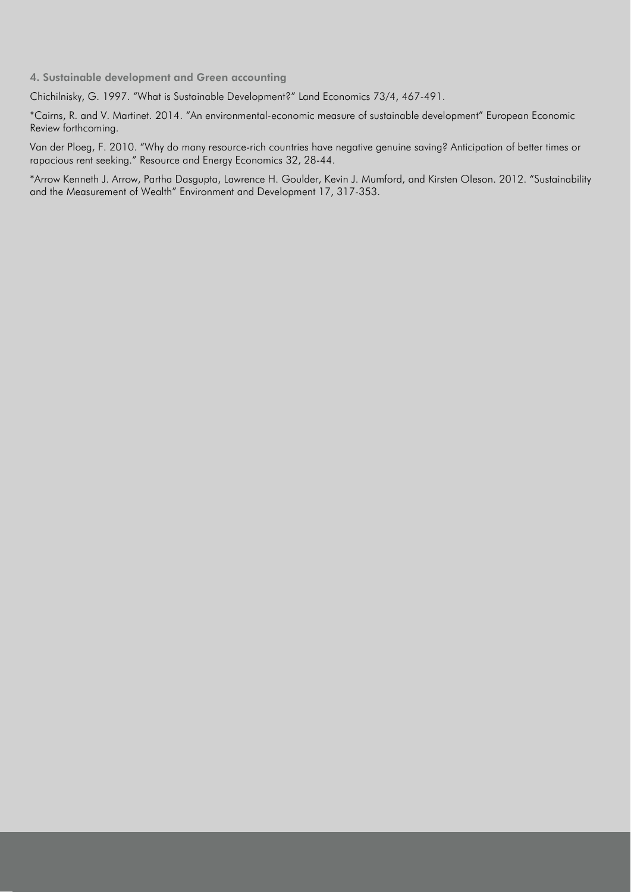### 4. Sustainable development and Green accounting

Chichilnisky, G. 1997. "What is Sustainable Development?" Land Economics 73/4, 467-491.

*Cairns, R. and V. Martinet. 2014. "An environmental-economic measure of sustainable development" European Economic Review forthcoming.

Van der Ploeg, F. 2010. "Why do many resource-rich countries have negative genuine saving? Anticipation of better times or rapacious rent seeking." Resource and Energy Economics 32, 28-44.

*Arrow Kenneth J. Arrow, Partha Dasgupta, Lawrence H. Goulder, Kevin J. Mumford, and Kirsten Oleson. 2012. "Sustainability and the Measurement of Wealth" Environment and Development 17, 317-353.